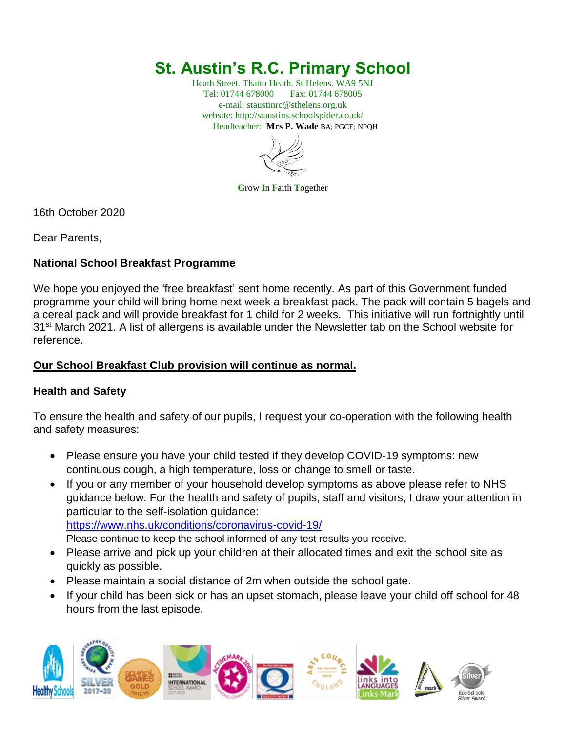# St. Austin's R.C. Primary School

Heath Street. Thatto Heath. St Helens. WA9 5NJ
Tel: 01744 678000 Fax: 01744 678005
e-mail: staustinrc@sthelens.org.uk
website: http://staustins.schoolspider.co.uk/
Headteacher: **Mrs P. Wade** BA; PGCE; NPQH

**G**row **I**n **F**aith **T**ogether

16th October 2020

Dear Parents,

### National School Breakfast Programme

We hope you enjoyed the 'free breakfast' sent home recently. As part of this Government funded programme your child will bring home next week a breakfast pack. The pack will contain 5 bagels and a cereal pack and will provide breakfast for 1 child for 2 weeks. This initiative will run fortnightly until 31st March 2021. A list of allergens is available under the Newsletter tab on the School website for reference.

**Our School Breakfast Club provision will continue as normal.**

### Health and Safety

To ensure the health and safety of our pupils, I request your co-operation with the following health and safety measures:

- Please ensure you have your child tested if they develop COVID-19 symptoms: new continuous cough, a high temperature, loss or change to smell or taste.
- If you or any member of your household develop symptoms as above please refer to NHS guidance below. For the health and safety of pupils, staff and visitors, I draw your attention in particular to the self-isolation guidance: https://www.nhs.uk/conditions/coronavirus-covid-19/
  Please continue to keep the school informed of any test results you receive.
- Please arrive and pick up your children at their allocated times and exit the school site as quickly as possible.
- Please maintain a social distance of 2m when outside the school gate.
- If your child has been sick or has an upset stomach, please leave your child off school for 48 hours from the last episode.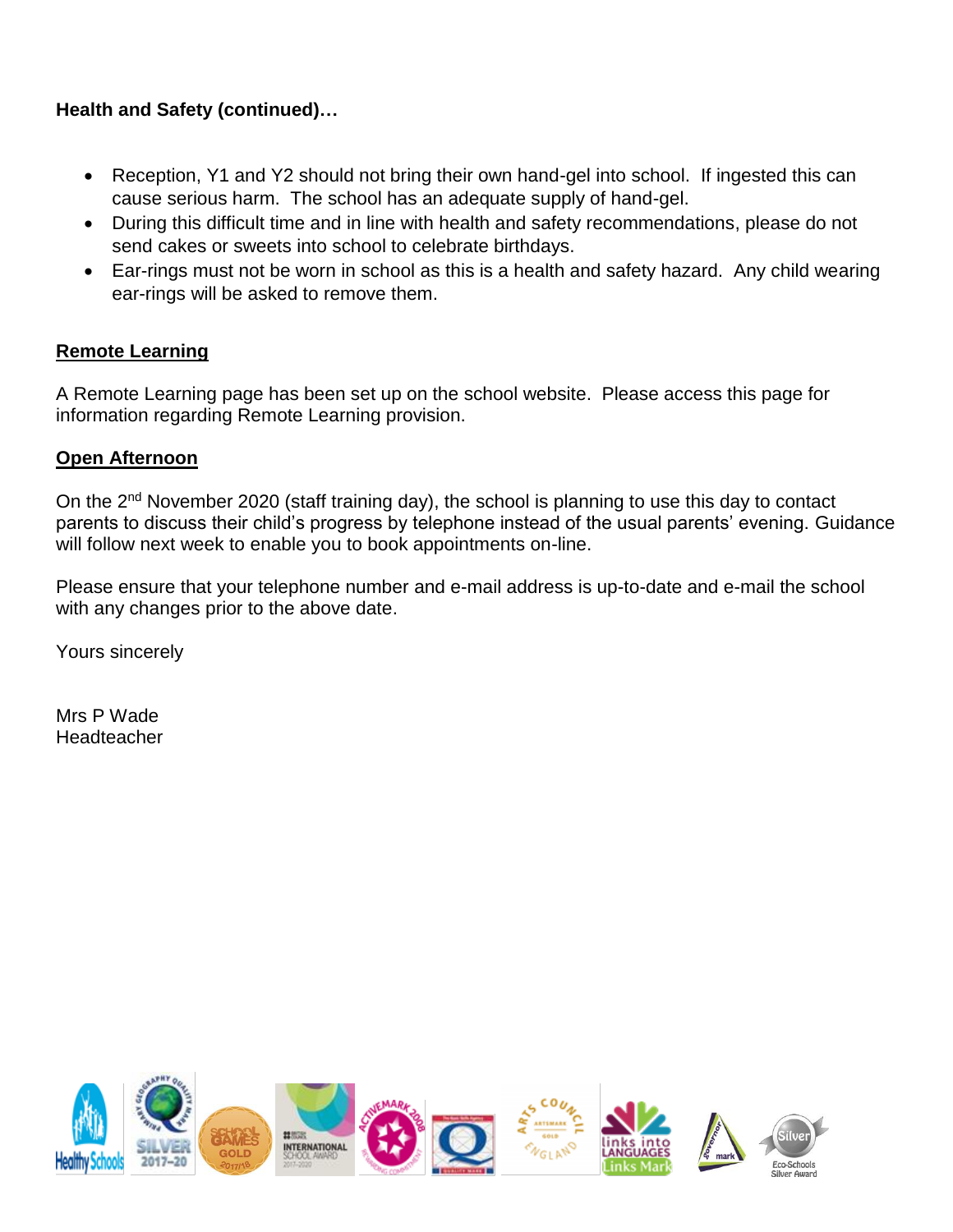**Health and Safety (continued)…**

- Reception, Y1 and Y2 should not bring their own hand-gel into school. If ingested this can cause serious harm. The school has an adequate supply of hand-gel.
- During this difficult time and in line with health and safety recommendations, please do not send cakes or sweets into school to celebrate birthdays.
- Ear-rings must not be worn in school as this is a health and safety hazard. Any child wearing ear-rings will be asked to remove them.

## Remote Learning

A Remote Learning page has been set up on the school website. Please access this page for information regarding Remote Learning provision.

## Open Afternoon

On the 2nd November 2020 (staff training day), the school is planning to use this day to contact parents to discuss their child's progress by telephone instead of the usual parents' evening. Guidance will follow next week to enable you to book appointments on-line.

Please ensure that your telephone number and e-mail address is up-to-date and e-mail the school with any changes prior to the above date.

Yours sincerely

Mrs P Wade
Headteacher